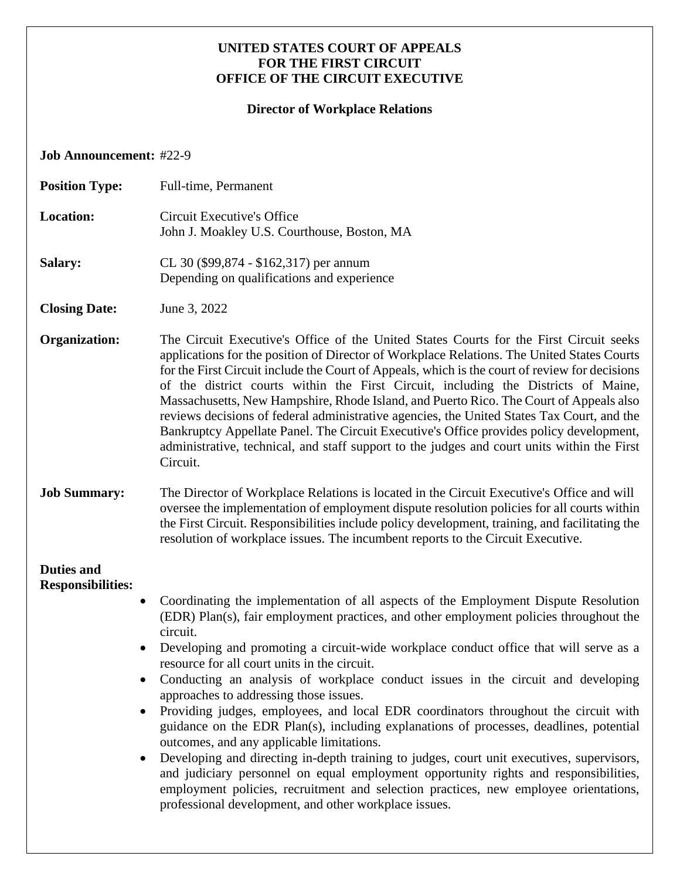**UNITED STATES COURT OF APPEALS**
**FOR THE FIRST CIRCUIT**
**OFFICE OF THE CIRCUIT EXECUTIVE**

**Director of Workplace Relations**

**Job Announcement:** #22-9

**Position Type:** Full-time, Permanent

**Location:** Circuit Executive's Office
John J. Moakley U.S. Courthouse, Boston, MA

**Salary:** CL 30 ($99,874 - $162,317) per annum
Depending on qualifications and experience

**Closing Date:** June 3, 2022

**Organization:** The Circuit Executive's Office of the United States Courts for the First Circuit seeks applications for the position of Director of Workplace Relations. The United States Courts for the First Circuit include the Court of Appeals, which is the court of review for decisions of the district courts within the First Circuit, including the Districts of Maine, Massachusetts, New Hampshire, Rhode Island, and Puerto Rico. The Court of Appeals also reviews decisions of federal administrative agencies, the United States Tax Court, and the Bankruptcy Appellate Panel. The Circuit Executive's Office provides policy development, administrative, technical, and staff support to the judges and court units within the First Circuit.

**Job Summary:** The Director of Workplace Relations is located in the Circuit Executive's Office and will oversee the implementation of employment dispute resolution policies for all courts within the First Circuit. Responsibilities include policy development, training, and facilitating the resolution of workplace issues. The incumbent reports to the Circuit Executive.

**Duties and Responsibilities:**

- Coordinating the implementation of all aspects of the Employment Dispute Resolution (EDR) Plan(s), fair employment practices, and other employment policies throughout the circuit.
- Developing and promoting a circuit-wide workplace conduct office that will serve as a resource for all court units in the circuit.
- Conducting an analysis of workplace conduct issues in the circuit and developing approaches to addressing those issues.
- Providing judges, employees, and local EDR coordinators throughout the circuit with guidance on the EDR Plan(s), including explanations of processes, deadlines, potential outcomes, and any applicable limitations.
- Developing and directing in-depth training to judges, court unit executives, supervisors, and judiciary personnel on equal employment opportunity rights and responsibilities, employment policies, recruitment and selection practices, new employee orientations, professional development, and other workplace issues.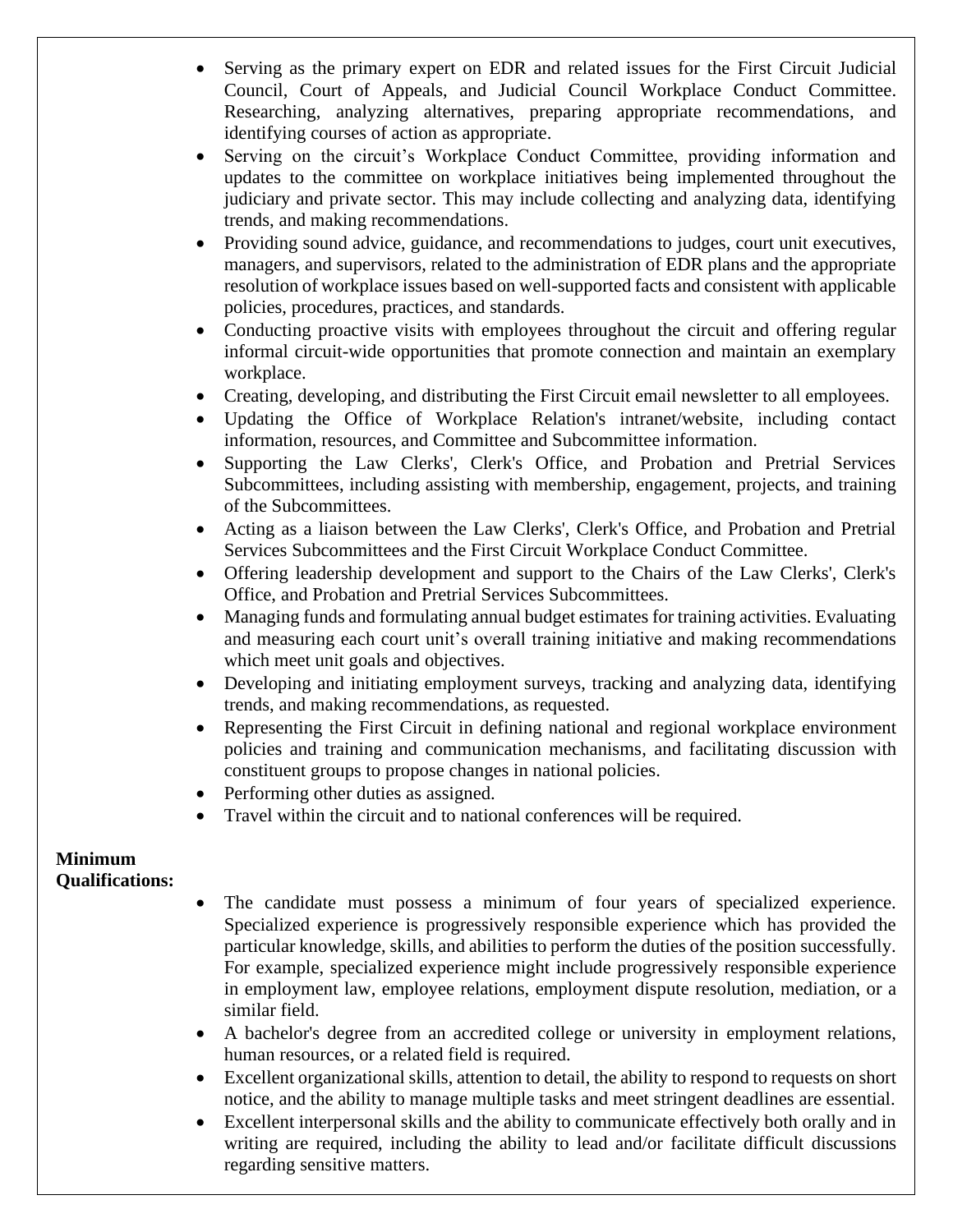- Serving as the primary expert on EDR and related issues for the First Circuit Judicial Council, Court of Appeals, and Judicial Council Workplace Conduct Committee. Researching, analyzing alternatives, preparing appropriate recommendations, and identifying courses of action as appropriate.
- Serving on the circuit's Workplace Conduct Committee, providing information and updates to the committee on workplace initiatives being implemented throughout the judiciary and private sector. This may include collecting and analyzing data, identifying trends, and making recommendations.
- Providing sound advice, guidance, and recommendations to judges, court unit executives, managers, and supervisors, related to the administration of EDR plans and the appropriate resolution of workplace issues based on well-supported facts and consistent with applicable policies, procedures, practices, and standards.
- Conducting proactive visits with employees throughout the circuit and offering regular informal circuit-wide opportunities that promote connection and maintain an exemplary workplace.
- Creating, developing, and distributing the First Circuit email newsletter to all employees.
- Updating the Office of Workplace Relation's intranet/website, including contact information, resources, and Committee and Subcommittee information.
- Supporting the Law Clerks', Clerk's Office, and Probation and Pretrial Services Subcommittees, including assisting with membership, engagement, projects, and training of the Subcommittees.
- Acting as a liaison between the Law Clerks', Clerk's Office, and Probation and Pretrial Services Subcommittees and the First Circuit Workplace Conduct Committee.
- Offering leadership development and support to the Chairs of the Law Clerks', Clerk's Office, and Probation and Pretrial Services Subcommittees.
- Managing funds and formulating annual budget estimates for training activities. Evaluating and measuring each court unit's overall training initiative and making recommendations which meet unit goals and objectives.
- Developing and initiating employment surveys, tracking and analyzing data, identifying trends, and making recommendations, as requested.
- Representing the First Circuit in defining national and regional workplace environment policies and training and communication mechanisms, and facilitating discussion with constituent groups to propose changes in national policies.
- Performing other duties as assigned.
- Travel within the circuit and to national conferences will be required.

**Minimum Qualifications:**

- The candidate must possess a minimum of four years of specialized experience. Specialized experience is progressively responsible experience which has provided the particular knowledge, skills, and abilities to perform the duties of the position successfully. For example, specialized experience might include progressively responsible experience in employment law, employee relations, employment dispute resolution, mediation, or a similar field.
- A bachelor's degree from an accredited college or university in employment relations, human resources, or a related field is required.
- Excellent organizational skills, attention to detail, the ability to respond to requests on short notice, and the ability to manage multiple tasks and meet stringent deadlines are essential.
- Excellent interpersonal skills and the ability to communicate effectively both orally and in writing are required, including the ability to lead and/or facilitate difficult discussions regarding sensitive matters.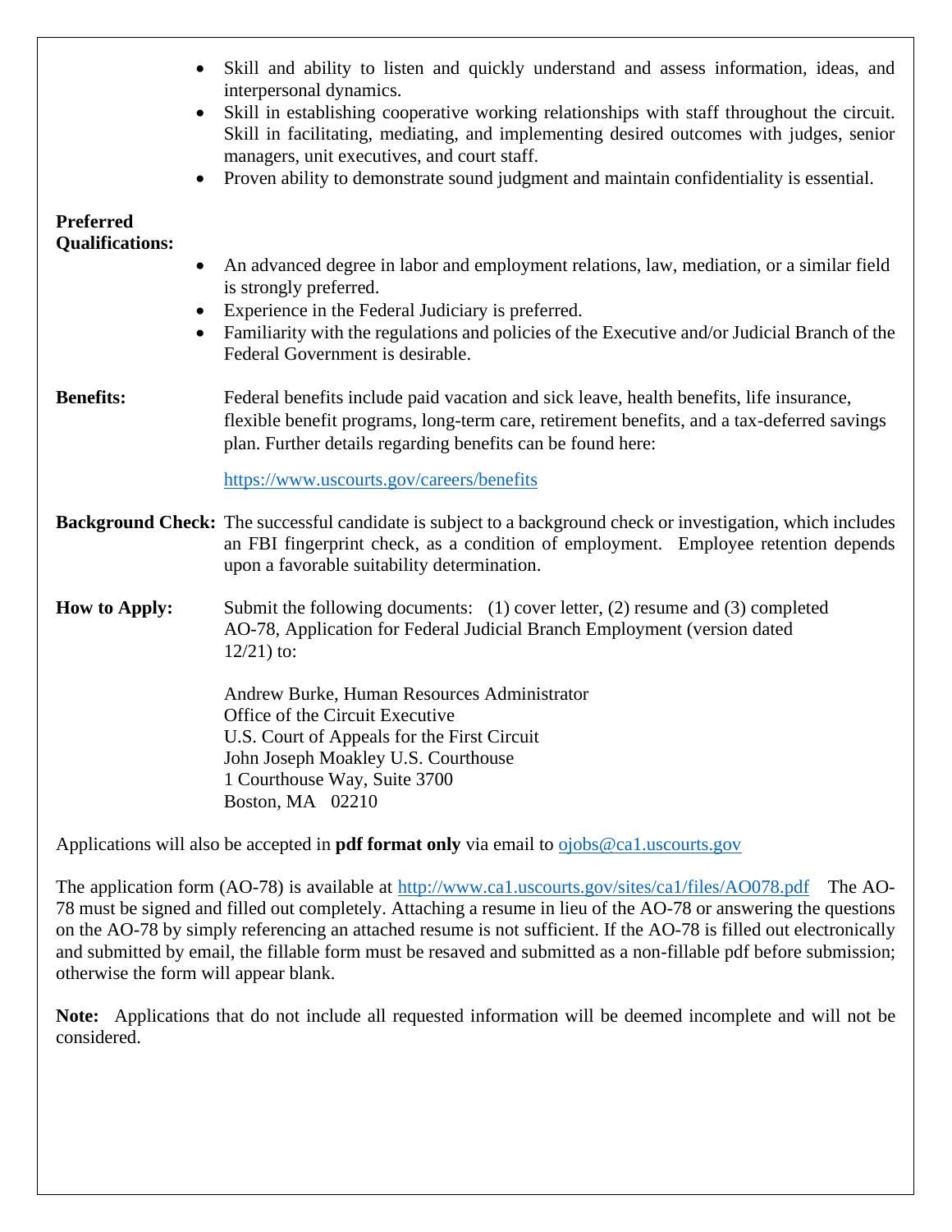- Skill and ability to listen and quickly understand and assess information, ideas, and interpersonal dynamics.
- Skill in establishing cooperative working relationships with staff throughout the circuit. Skill in facilitating, mediating, and implementing desired outcomes with judges, senior managers, unit executives, and court staff.
- Proven ability to demonstrate sound judgment and maintain confidentiality is essential.

**Preferred Qualifications:**

- An advanced degree in labor and employment relations, law, mediation, or a similar field is strongly preferred.
- Experience in the Federal Judiciary is preferred.
- Familiarity with the regulations and policies of the Executive and/or Judicial Branch of the Federal Government is desirable.

**Benefits:** Federal benefits include paid vacation and sick leave, health benefits, life insurance, flexible benefit programs, long-term care, retirement benefits, and a tax-deferred savings plan. Further details regarding benefits can be found here:

https://www.uscourts.gov/careers/benefits

**Background Check:** The successful candidate is subject to a background check or investigation, which includes an FBI fingerprint check, as a condition of employment. Employee retention depends upon a favorable suitability determination.

**How to Apply:** Submit the following documents: (1) cover letter, (2) resume and (3) completed AO-78, Application for Federal Judicial Branch Employment (version dated 12/21) to:

Andrew Burke, Human Resources Administrator
Office of the Circuit Executive
U.S. Court of Appeals for the First Circuit
John Joseph Moakley U.S. Courthouse
1 Courthouse Way, Suite 3700
Boston, MA 02210

Applications will also be accepted in **pdf format only** via email to ojobs@ca1.uscourts.gov

The application form (AO-78) is available at http://www.ca1.uscourts.gov/sites/ca1/files/AO078.pdf The AO-78 must be signed and filled out completely. Attaching a resume in lieu of the AO-78 or answering the questions on the AO-78 by simply referencing an attached resume is not sufficient. If the AO-78 is filled out electronically and submitted by email, the fillable form must be resaved and submitted as a non-fillable pdf before submission; otherwise the form will appear blank.

**Note:** Applications that do not include all requested information will be deemed incomplete and will not be considered.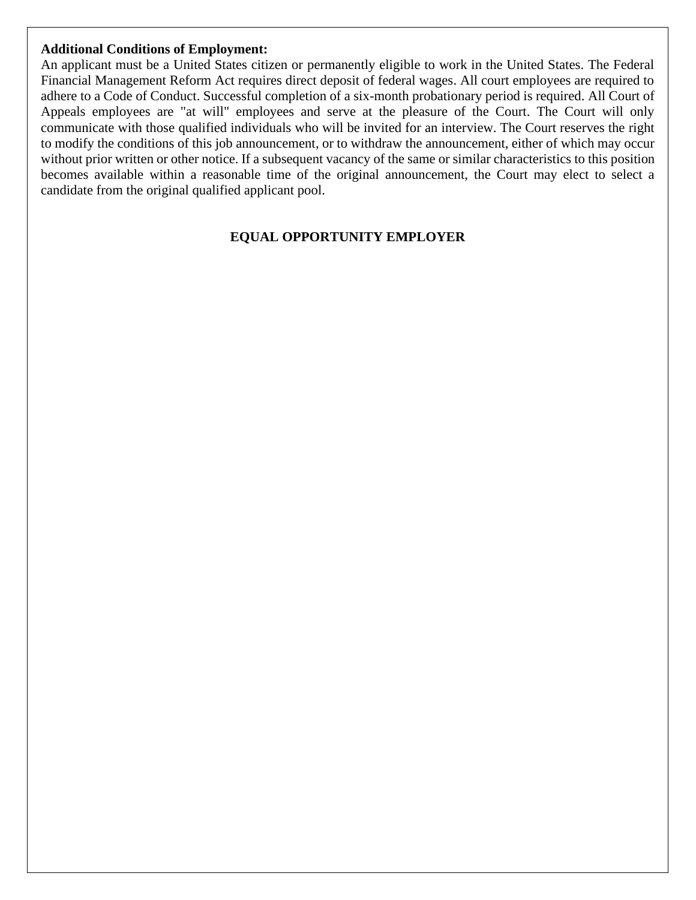**Additional Conditions of Employment:**
An applicant must be a United States citizen or permanently eligible to work in the United States. The Federal Financial Management Reform Act requires direct deposit of federal wages. All court employees are required to adhere to a Code of Conduct. Successful completion of a six-month probationary period is required. All Court of Appeals employees are "at will" employees and serve at the pleasure of the Court. The Court will only communicate with those qualified individuals who will be invited for an interview. The Court reserves the right to modify the conditions of this job announcement, or to withdraw the announcement, either of which may occur without prior written or other notice. If a subsequent vacancy of the same or similar characteristics to this position becomes available within a reasonable time of the original announcement, the Court may elect to select a candidate from the original qualified applicant pool.

**EQUAL OPPORTUNITY EMPLOYER**